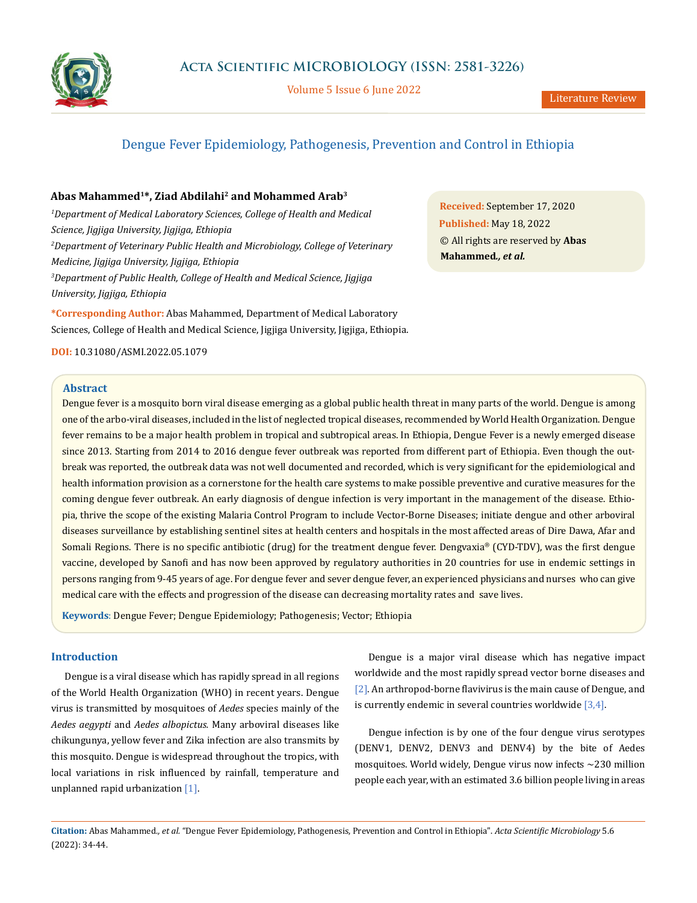Literature Review

# Dengue Fever Epidemiology, Pathogenesis, Prevention and Control in Ethiopia

**Abas Mahammed[1]*, Ziad Abdilahi[2] and Mohammed Arab[3]**

*[1]Department of Medical Laboratory Sciences, College of Health and Medical Science, Jigjiga University, Jigjiga, Ethiopia*

*[2]Department of Veterinary Public Health and Microbiology, College of Veterinary Medicine, Jigjiga University, Jigjiga, Ethiopia*

*[3]Department of Public Health, College of Health and Medical Science, Jigjiga University, Jigjiga, Ethiopia*

***Corresponding Author:** Abas Mahammed, Department of Medical Laboratory Sciences, College of Health and Medical Science, Jigjiga University, Jigjiga, Ethiopia.

**DOI:** 10.31080/ASMI.2022.05.1079

**Received:** September 17, 2020
**Published:** May 18, 2022
© All rights are reserved by **Abas Mahammed.*, et al.***

## Abstract

Dengue fever is a mosquito born viral disease emerging as a global public health threat in many parts of the world. Dengue is among one of the arbo-viral diseases, included in the list of neglected tropical diseases, recommended by World Health Organization. Dengue fever remains to be a major health problem in tropical and subtropical areas. In Ethiopia, Dengue Fever is a newly emerged disease since 2013. Starting from 2014 to 2016 dengue fever outbreak was reported from different part of Ethiopia. Even though the outbreak was reported, the outbreak data was not well documented and recorded, which is very significant for the epidemiological and health information provision as a cornerstone for the health care systems to make possible preventive and curative measures for the coming dengue fever outbreak. An early diagnosis of dengue infection is very important in the management of the disease. Ethiopia, thrive the scope of the existing Malaria Control Program to include Vector-Borne Diseases; initiate dengue and other arboviral diseases surveillance by establishing sentinel sites at health centers and hospitals in the most affected areas of Dire Dawa, Afar and Somali Regions. There is no specific antibiotic (drug) for the treatment dengue fever. Dengvaxia® (CYD-TDV), was the first dengue vaccine, developed by Sanofi and has now been approved by regulatory authorities in 20 countries for use in endemic settings in persons ranging from 9-45 years of age. For dengue fever and sever dengue fever, an experienced physicians and nurses who can give medical care with the effects and progression of the disease can decreasing mortality rates and save lives.

**Keywords**: Dengue Fever; Dengue Epidemiology; Pathogenesis; Vector; Ethiopia

## Introduction

Dengue is a viral disease which has rapidly spread in all regions of the World Health Organization (WHO) in recent years. Dengue virus is transmitted by mosquitoes of *Aedes* species mainly of the *Aedes aegypti* and *Aedes albopictus*. Many arboviral diseases like chikungunya, yellow fever and Zika infection are also transmits by this mosquito. Dengue is widespread throughout the tropics, with local variations in risk influenced by rainfall, temperature and unplanned rapid urbanization [1].

Dengue is a major viral disease which has negative impact worldwide and the most rapidly spread vector borne diseases and [2]. An arthropod-borne flavivirus is the main cause of Dengue, and is currently endemic in several countries worldwide [3,4].

Dengue infection is by one of the four dengue virus serotypes (DENV1, DENV2, DENV3 and DENV4) by the bite of Aedes mosquitoes. World widely, Dengue virus now infects ~230 million people each year, with an estimated 3.6 billion people living in areas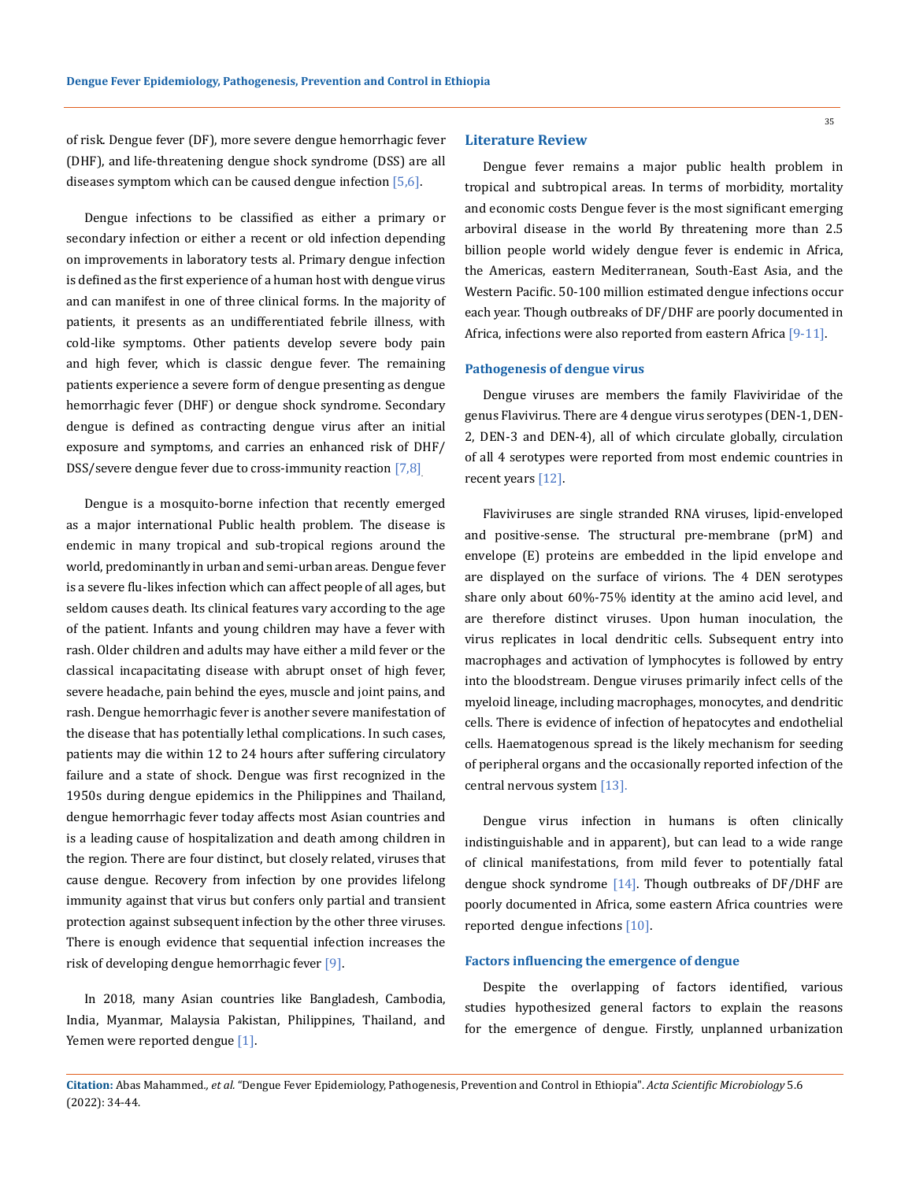of risk. Dengue fever (DF), more severe dengue hemorrhagic fever (DHF), and life-threatening dengue shock syndrome (DSS) are all diseases symptom which can be caused dengue infection [5,6].

Dengue infections to be classified as either a primary or secondary infection or either a recent or old infection depending on improvements in laboratory tests al. Primary dengue infection is defined as the first experience of a human host with dengue virus and can manifest in one of three clinical forms. In the majority of patients, it presents as an undifferentiated febrile illness, with cold-like symptoms. Other patients develop severe body pain and high fever, which is classic dengue fever. The remaining patients experience a severe form of dengue presenting as dengue hemorrhagic fever (DHF) or dengue shock syndrome. Secondary dengue is defined as contracting dengue virus after an initial exposure and symptoms, and carries an enhanced risk of DHF/DSS/severe dengue fever due to cross-immunity reaction [7,8].

Dengue is a mosquito-borne infection that recently emerged as a major international Public health problem. The disease is endemic in many tropical and sub-tropical regions around the world, predominantly in urban and semi-urban areas. Dengue fever is a severe flu-likes infection which can affect people of all ages, but seldom causes death. Its clinical features vary according to the age of the patient. Infants and young children may have a fever with rash. Older children and adults may have either a mild fever or the classical incapacitating disease with abrupt onset of high fever, severe headache, pain behind the eyes, muscle and joint pains, and rash. Dengue hemorrhagic fever is another severe manifestation of the disease that has potentially lethal complications. In such cases, patients may die within 12 to 24 hours after suffering circulatory failure and a state of shock. Dengue was first recognized in the 1950s during dengue epidemics in the Philippines and Thailand, dengue hemorrhagic fever today affects most Asian countries and is a leading cause of hospitalization and death among children in the region. There are four distinct, but closely related, viruses that cause dengue. Recovery from infection by one provides lifelong immunity against that virus but confers only partial and transient protection against subsequent infection by the other three viruses. There is enough evidence that sequential infection increases the risk of developing dengue hemorrhagic fever [9].

In 2018, many Asian countries like Bangladesh, Cambodia, India, Myanmar, Malaysia Pakistan, Philippines, Thailand, and Yemen were reported dengue [1].

## Literature Review

Dengue fever remains a major public health problem in tropical and subtropical areas. In terms of morbidity, mortality and economic costs Dengue fever is the most significant emerging arboviral disease in the world By threatening more than 2.5 billion people world widely dengue fever is endemic in Africa, the Americas, eastern Mediterranean, South-East Asia, and the Western Pacific. 50-100 million estimated dengue infections occur each year. Though outbreaks of DF/DHF are poorly documented in Africa, infections were also reported from eastern Africa [9-11].

### Pathogenesis of dengue virus

Dengue viruses are members the family Flaviviridae of the genus Flavivirus. There are 4 dengue virus serotypes (DEN-1, DEN-2, DEN-3 and DEN-4), all of which circulate globally, circulation of all 4 serotypes were reported from most endemic countries in recent years [12].

Flaviviruses are single stranded RNA viruses, lipid-enveloped and positive-sense. The structural pre-membrane (prM) and envelope (E) proteins are embedded in the lipid envelope and are displayed on the surface of virions. The 4 DEN serotypes share only about 60%-75% identity at the amino acid level, and are therefore distinct viruses. Upon human inoculation, the virus replicates in local dendritic cells. Subsequent entry into macrophages and activation of lymphocytes is followed by entry into the bloodstream. Dengue viruses primarily infect cells of the myeloid lineage, including macrophages, monocytes, and dendritic cells. There is evidence of infection of hepatocytes and endothelial cells. Haematogenous spread is the likely mechanism for seeding of peripheral organs and the occasionally reported infection of the central nervous system [13].

Dengue virus infection in humans is often clinically indistinguishable and in apparent), but can lead to a wide range of clinical manifestations, from mild fever to potentially fatal dengue shock syndrome [14]. Though outbreaks of DF/DHF are poorly documented in Africa, some eastern Africa countries were reported dengue infections [10].

### Factors influencing the emergence of dengue

Despite the overlapping of factors identified, various studies hypothesized general factors to explain the reasons for the emergence of dengue. Firstly, unplanned urbanization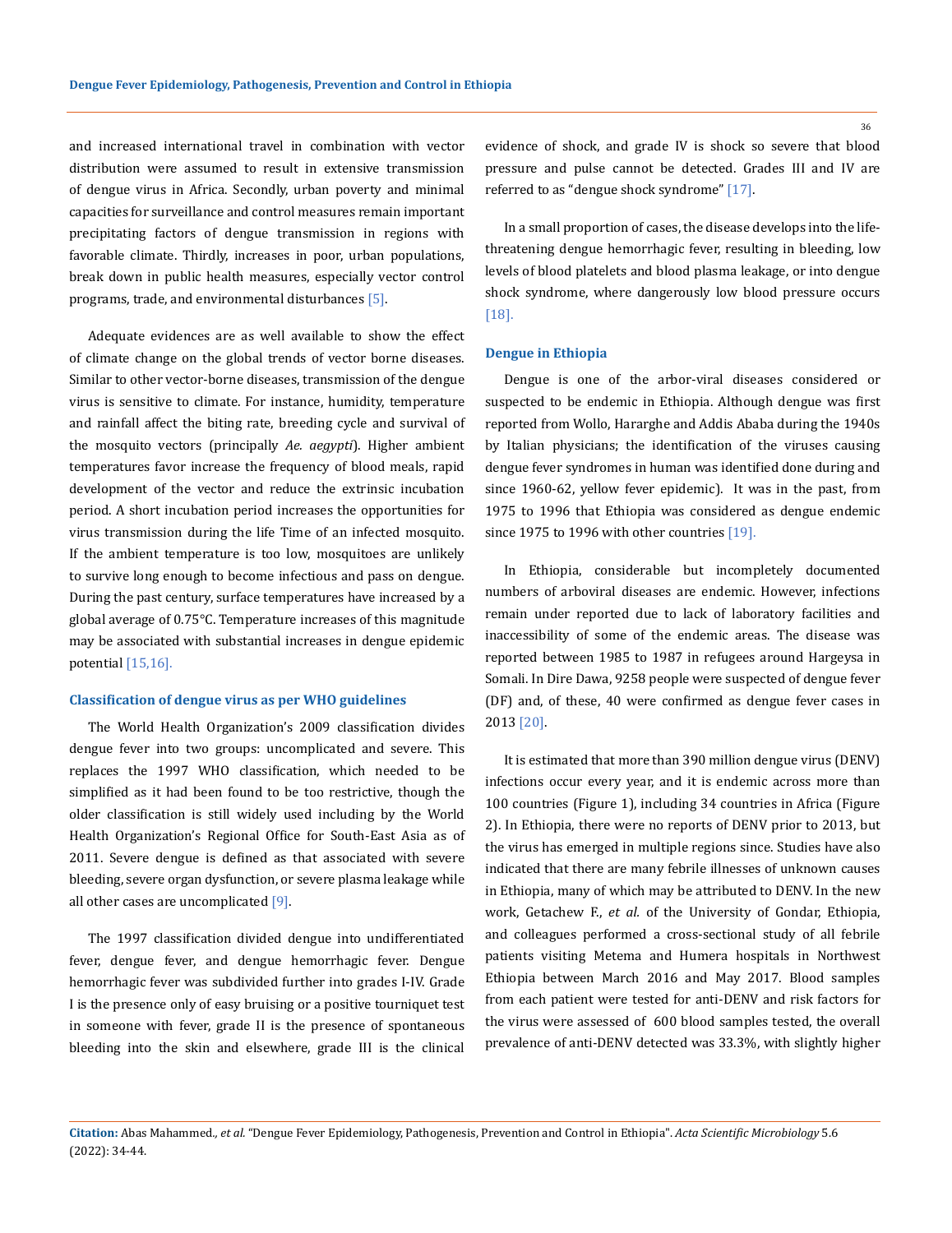and increased international travel in combination with vector distribution were assumed to result in extensive transmission of dengue virus in Africa. Secondly, urban poverty and minimal capacities for surveillance and control measures remain important precipitating factors of dengue transmission in regions with favorable climate. Thirdly, increases in poor, urban populations, break down in public health measures, especially vector control programs, trade, and environmental disturbances [5].

Adequate evidences are as well available to show the effect of climate change on the global trends of vector borne diseases. Similar to other vector-borne diseases, transmission of the dengue virus is sensitive to climate. For instance, humidity, temperature and rainfall affect the biting rate, breeding cycle and survival of the mosquito vectors (principally *Ae. aegypti*). Higher ambient temperatures favor increase the frequency of blood meals, rapid development of the vector and reduce the extrinsic incubation period. A short incubation period increases the opportunities for virus transmission during the life Time of an infected mosquito. If the ambient temperature is too low, mosquitoes are unlikely to survive long enough to become infectious and pass on dengue. During the past century, surface temperatures have increased by a global average of 0.75°C. Temperature increases of this magnitude may be associated with substantial increases in dengue epidemic potential [15,16].

## Classification of dengue virus as per WHO guidelines

The World Health Organization's 2009 classification divides dengue fever into two groups: uncomplicated and severe. This replaces the 1997 WHO classification, which needed to be simplified as it had been found to be too restrictive, though the older classification is still widely used including by the World Health Organization's Regional Office for South-East Asia as of 2011. Severe dengue is defined as that associated with severe bleeding, severe organ dysfunction, or severe plasma leakage while all other cases are uncomplicated [9].

The 1997 classification divided dengue into undifferentiated fever, dengue fever, and dengue hemorrhagic fever. Dengue hemorrhagic fever was subdivided further into grades I-IV. Grade I is the presence only of easy bruising or a positive tourniquet test in someone with fever, grade II is the presence of spontaneous bleeding into the skin and elsewhere, grade III is the clinical evidence of shock, and grade IV is shock so severe that blood pressure and pulse cannot be detected. Grades III and IV are referred to as "dengue shock syndrome" [17].

In a small proportion of cases, the disease develops into the life-threatening dengue hemorrhagic fever, resulting in bleeding, low levels of blood platelets and blood plasma leakage, or into dengue shock syndrome, where dangerously low blood pressure occurs [18].

## Dengue in Ethiopia

Dengue is one of the arbor-viral diseases considered or suspected to be endemic in Ethiopia. Although dengue was first reported from Wollo, Hararghe and Addis Ababa during the 1940s by Italian physicians; the identification of the viruses causing dengue fever syndromes in human was identified done during and since 1960-62, yellow fever epidemic). It was in the past, from 1975 to 1996 that Ethiopia was considered as dengue endemic since 1975 to 1996 with other countries [19].

In Ethiopia, considerable but incompletely documented numbers of arboviral diseases are endemic. However, infections remain under reported due to lack of laboratory facilities and inaccessibility of some of the endemic areas. The disease was reported between 1985 to 1987 in refugees around Hargeysa in Somali. In Dire Dawa, 9258 people were suspected of dengue fever (DF) and, of these, 40 were confirmed as dengue fever cases in 2013 [20].

It is estimated that more than 390 million dengue virus (DENV) infections occur every year, and it is endemic across more than 100 countries (Figure 1), including 34 countries in Africa (Figure 2). In Ethiopia, there were no reports of DENV prior to 2013, but the virus has emerged in multiple regions since. Studies have also indicated that there are many febrile illnesses of unknown causes in Ethiopia, many of which may be attributed to DENV. In the new work, Getachew F., *et al.* of the University of Gondar, Ethiopia, and colleagues performed a cross-sectional study of all febrile patients visiting Metema and Humera hospitals in Northwest Ethiopia between March 2016 and May 2017. Blood samples from each patient were tested for anti-DENV and risk factors for the virus were assessed of 600 blood samples tested, the overall prevalence of anti-DENV detected was 33.3%, with slightly higher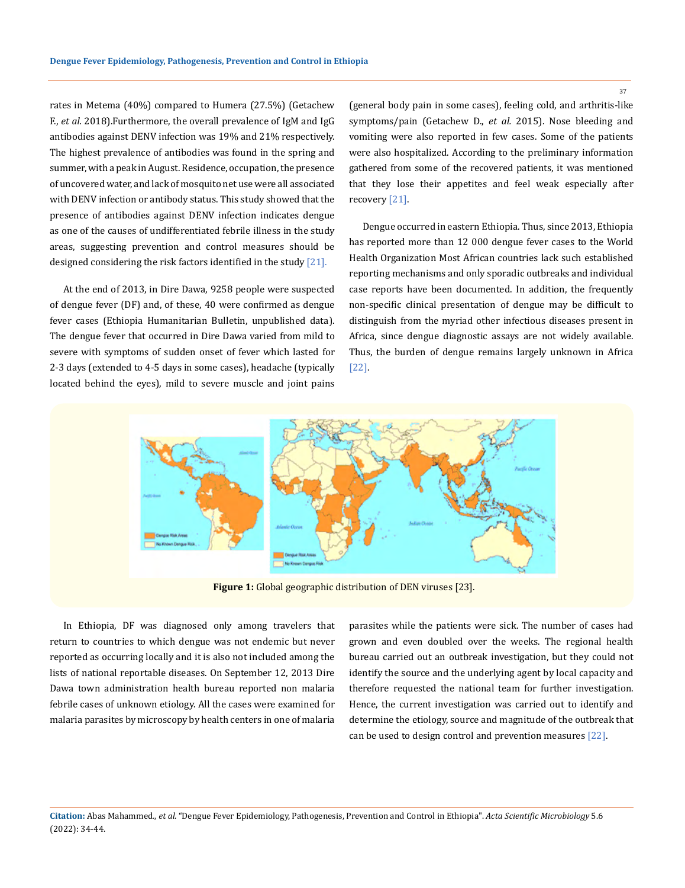rates in Metema (40%) compared to Humera (27.5%) (Getachew F., *et al.* 2018).Furthermore, the overall prevalence of IgM and IgG antibodies against DENV infection was 19% and 21% respectively. The highest prevalence of antibodies was found in the spring and summer, with a peak in August. Residence, occupation, the presence of uncovered water, and lack of mosquito net use were all associated with DENV infection or antibody status. This study showed that the presence of antibodies against DENV infection indicates dengue as one of the causes of undifferentiated febrile illness in the study areas, suggesting prevention and control measures should be designed considering the risk factors identified in the study [21].

At the end of 2013, in Dire Dawa, 9258 people were suspected of dengue fever (DF) and, of these, 40 were confirmed as dengue fever cases (Ethiopia Humanitarian Bulletin, unpublished data). The dengue fever that occurred in Dire Dawa varied from mild to severe with symptoms of sudden onset of fever which lasted for 2-3 days (extended to 4-5 days in some cases), headache (typically located behind the eyes), mild to severe muscle and joint pains (general body pain in some cases), feeling cold, and arthritis-like symptoms/pain (Getachew D., *et al.* 2015). Nose bleeding and vomiting were also reported in few cases. Some of the patients were also hospitalized. According to the preliminary information gathered from some of the recovered patients, it was mentioned that they lose their appetites and feel weak especially after recovery [21].

Dengue occurred in eastern Ethiopia. Thus, since 2013, Ethiopia has reported more than 12 000 dengue fever cases to the World Health Organization Most African countries lack such established reporting mechanisms and only sporadic outbreaks and individual case reports have been documented. In addition, the frequently non-specific clinical presentation of dengue may be difficult to distinguish from the myriad other infectious diseases present in Africa, since dengue diagnostic assays are not widely available. Thus, the burden of dengue remains largely unknown in Africa [22].

**Figure 1:** Global geographic distribution of DEN viruses [23].

In Ethiopia, DF was diagnosed only among travelers that return to countries to which dengue was not endemic but never reported as occurring locally and it is also not included among the lists of national reportable diseases. On September 12, 2013 Dire Dawa town administration health bureau reported non malaria febrile cases of unknown etiology. All the cases were examined for malaria parasites by microscopy by health centers in one of malaria parasites while the patients were sick. The number of cases had grown and even doubled over the weeks. The regional health bureau carried out an outbreak investigation, but they could not identify the source and the underlying agent by local capacity and therefore requested the national team for further investigation. Hence, the current investigation was carried out to identify and determine the etiology, source and magnitude of the outbreak that can be used to design control and prevention measures [22].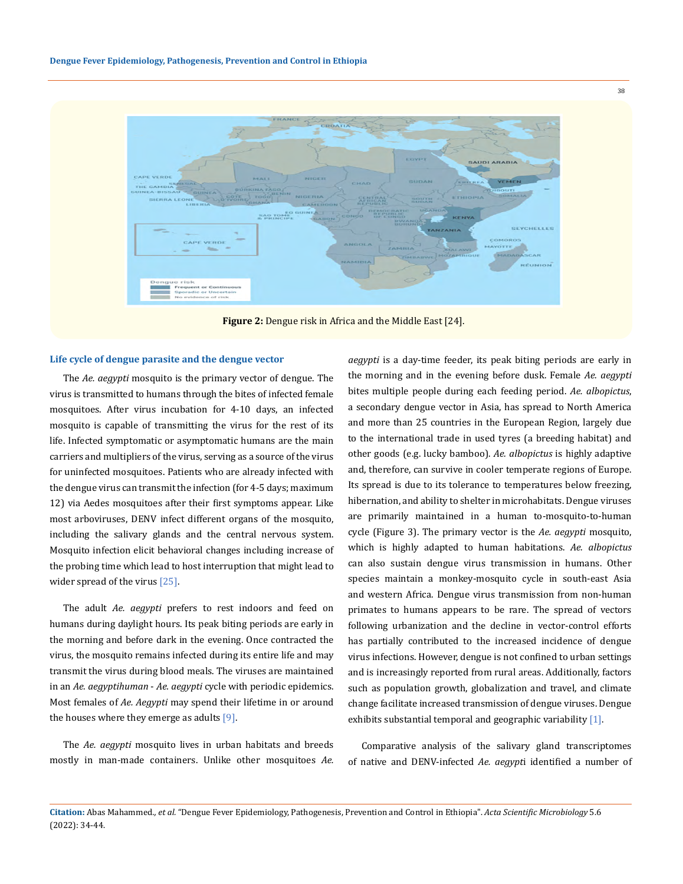**Figure 2:** Dengue risk in Africa and the Middle East [24].

### Life cycle of dengue parasite and the dengue vector

The *Ae. aegypti* mosquito is the primary vector of dengue. The virus is transmitted to humans through the bites of infected female mosquitoes. After virus incubation for 4-10 days, an infected mosquito is capable of transmitting the virus for the rest of its life. Infected symptomatic or asymptomatic humans are the main carriers and multipliers of the virus, serving as a source of the virus for uninfected mosquitoes. Patients who are already infected with the dengue virus can transmit the infection (for 4-5 days; maximum 12) via Aedes mosquitoes after their first symptoms appear. Like most arboviruses, DENV infect different organs of the mosquito, including the salivary glands and the central nervous system. Mosquito infection elicit behavioral changes including increase of the probing time which lead to host interruption that might lead to wider spread of the virus [25].

The adult *Ae. aegypti* prefers to rest indoors and feed on humans during daylight hours. Its peak biting periods are early in the morning and before dark in the evening. Once contracted the virus, the mosquito remains infected during its entire life and may transmit the virus during blood meals. The viruses are maintained in an *Ae. aegyptihuman* - *Ae. aegypti* cycle with periodic epidemics. Most females of *Ae. Aegypti* may spend their lifetime in or around the houses where they emerge as adults [9].

The *Ae. aegypti* mosquito lives in urban habitats and breeds mostly in man-made containers. Unlike other mosquitoes *Ae. aegypti* is a day-time feeder, its peak biting periods are early in the morning and in the evening before dusk. Female *Ae. aegypti* bites multiple people during each feeding period. *Ae. albopictus*, a secondary dengue vector in Asia, has spread to North America and more than 25 countries in the European Region, largely due to the international trade in used tyres (a breeding habitat) and other goods (e.g. lucky bamboo). *Ae. albopictus* is highly adaptive and, therefore, can survive in cooler temperate regions of Europe. Its spread is due to its tolerance to temperatures below freezing, hibernation, and ability to shelter in microhabitats. Dengue viruses are primarily maintained in a human to-mosquito-to-human cycle (Figure 3). The primary vector is the *Ae. aegypti* mosquito, which is highly adapted to human habitations. *Ae. albopictus* can also sustain dengue virus transmission in humans. Other species maintain a monkey-mosquito cycle in south-east Asia and western Africa. Dengue virus transmission from non-human primates to humans appears to be rare. The spread of vectors following urbanization and the decline in vector-control efforts has partially contributed to the increased incidence of dengue virus infections. However, dengue is not confined to urban settings and is increasingly reported from rural areas. Additionally, factors such as population growth, globalization and travel, and climate change facilitate increased transmission of dengue viruses. Dengue exhibits substantial temporal and geographic variability [1].

Comparative analysis of the salivary gland transcriptomes of native and DENV-infected *Ae. aegypt*i identified a number of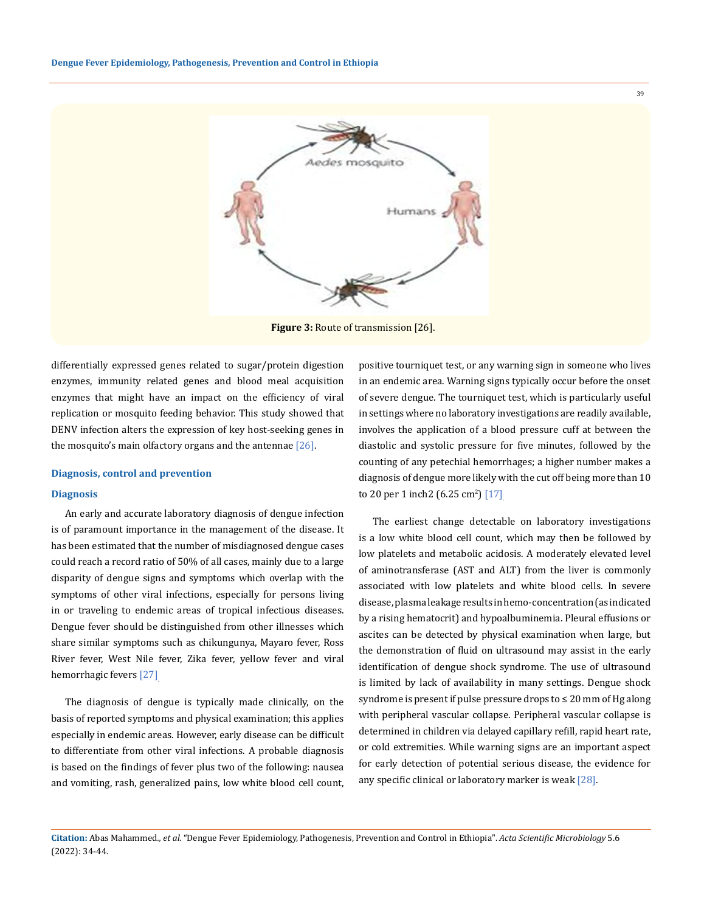Figure 3: Route of transmission [26].

differentially expressed genes related to sugar/protein digestion enzymes, immunity related genes and blood meal acquisition enzymes that might have an impact on the efficiency of viral replication or mosquito feeding behavior. This study showed that DENV infection alters the expression of key host-seeking genes in the mosquito's main olfactory organs and the antennae [26].

## Diagnosis, control and prevention

### Diagnosis

An early and accurate laboratory diagnosis of dengue infection is of paramount importance in the management of the disease. It has been estimated that the number of misdiagnosed dengue cases could reach a record ratio of 50% of all cases, mainly due to a large disparity of dengue signs and symptoms which overlap with the symptoms of other viral infections, especially for persons living in or traveling to endemic areas of tropical infectious diseases. Dengue fever should be distinguished from other illnesses which share similar symptoms such as chikungunya, Mayaro fever, Ross River fever, West Nile fever, Zika fever, yellow fever and viral hemorrhagic fevers [27].

The diagnosis of dengue is typically made clinically, on the basis of reported symptoms and physical examination; this applies especially in endemic areas. However, early disease can be difficult to differentiate from other viral infections. A probable diagnosis is based on the findings of fever plus two of the following: nausea and vomiting, rash, generalized pains, low white blood cell count, positive tourniquet test, or any warning sign in someone who lives in an endemic area. Warning signs typically occur before the onset of severe dengue. The tourniquet test, which is particularly useful in settings where no laboratory investigations are readily available, involves the application of a blood pressure cuff at between the diastolic and systolic pressure for five minutes, followed by the counting of any petechial hemorrhages; a higher number makes a diagnosis of dengue more likely with the cut off being more than 10 to 20 per 1 inch2 (6.25 $cm^2$) [17].

The earliest change detectable on laboratory investigations is a low white blood cell count, which may then be followed by low platelets and metabolic acidosis. A moderately elevated level of aminotransferase (AST and ALT) from the liver is commonly associated with low platelets and white blood cells. In severe disease, plasma leakage results in hemo-concentration (as indicated by a rising hematocrit) and hypoalbuminemia. Pleural effusions or ascites can be detected by physical examination when large, but the demonstration of fluid on ultrasound may assist in the early identification of dengue shock syndrome. The use of ultrasound is limited by lack of availability in many settings. Dengue shock syndrome is present if pulse pressure drops to ≤ 20 mm of Hg along with peripheral vascular collapse. Peripheral vascular collapse is determined in children via delayed capillary refill, rapid heart rate, or cold extremities. While warning signs are an important aspect for early detection of potential serious disease, the evidence for any specific clinical or laboratory marker is weak [28].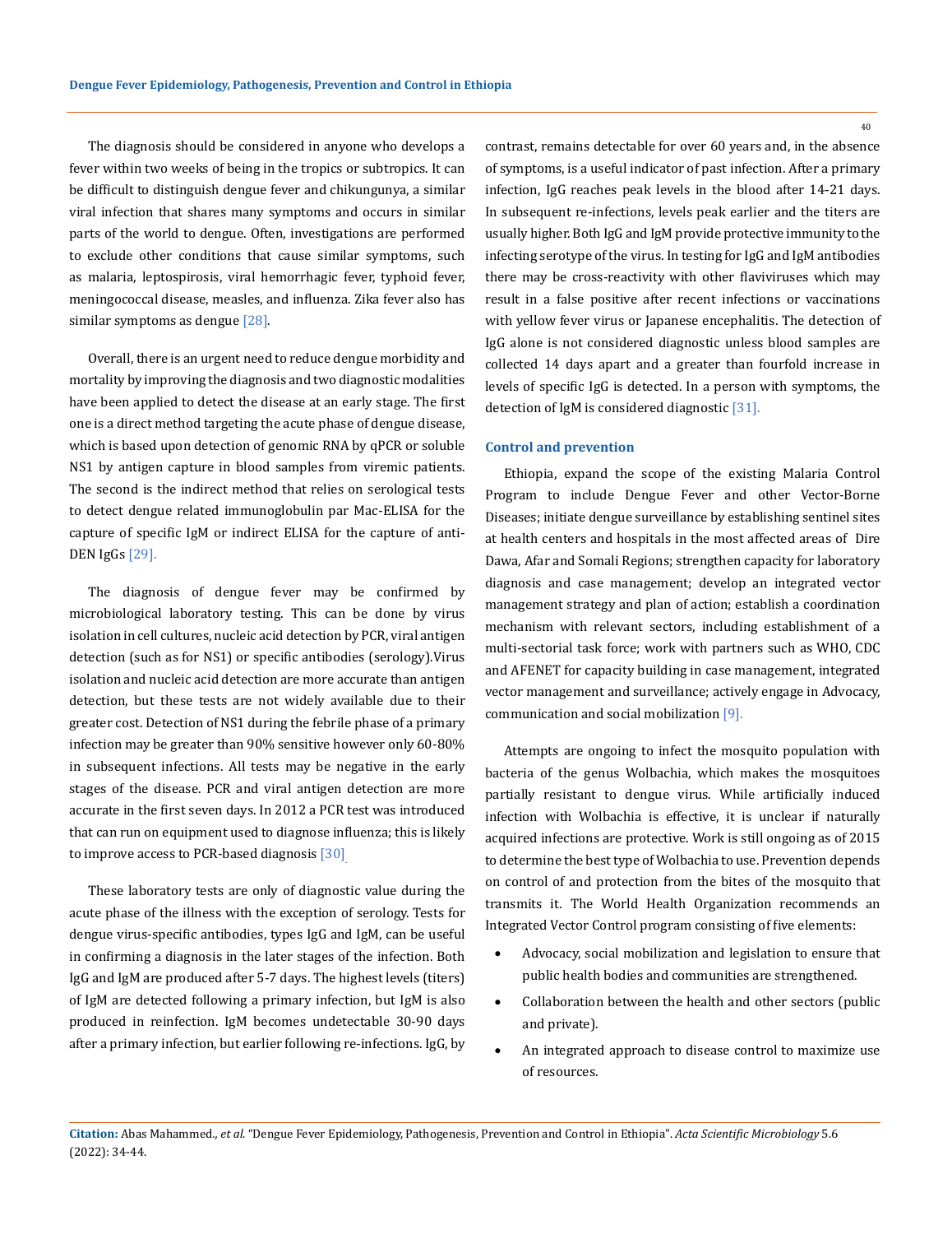The diagnosis should be considered in anyone who develops a fever within two weeks of being in the tropics or subtropics. It can be difficult to distinguish dengue fever and chikungunya, a similar viral infection that shares many symptoms and occurs in similar parts of the world to dengue. Often, investigations are performed to exclude other conditions that cause similar symptoms, such as malaria, leptospirosis, viral hemorrhagic fever, typhoid fever, meningococcal disease, measles, and influenza. Zika fever also has similar symptoms as dengue [28].

Overall, there is an urgent need to reduce dengue morbidity and mortality by improving the diagnosis and two diagnostic modalities have been applied to detect the disease at an early stage. The first one is a direct method targeting the acute phase of dengue disease, which is based upon detection of genomic RNA by qPCR or soluble NS1 by antigen capture in blood samples from viremic patients. The second is the indirect method that relies on serological tests to detect dengue related immunoglobulin par Mac-ELISA for the capture of specific IgM or indirect ELISA for the capture of anti-DEN IgGs [29].

The diagnosis of dengue fever may be confirmed by microbiological laboratory testing. This can be done by virus isolation in cell cultures, nucleic acid detection by PCR, viral antigen detection (such as for NS1) or specific antibodies (serology).Virus isolation and nucleic acid detection are more accurate than antigen detection, but these tests are not widely available due to their greater cost. Detection of NS1 during the febrile phase of a primary infection may be greater than 90% sensitive however only 60-80% in subsequent infections. All tests may be negative in the early stages of the disease. PCR and viral antigen detection are more accurate in the first seven days. In 2012 a PCR test was introduced that can run on equipment used to diagnose influenza; this is likely to improve access to PCR-based diagnosis [30].

These laboratory tests are only of diagnostic value during the acute phase of the illness with the exception of serology. Tests for dengue virus-specific antibodies, types IgG and IgM, can be useful in confirming a diagnosis in the later stages of the infection. Both IgG and IgM are produced after 5-7 days. The highest levels (titers) of IgM are detected following a primary infection, but IgM is also produced in reinfection. IgM becomes undetectable 30-90 days after a primary infection, but earlier following re-infections. IgG, by contrast, remains detectable for over 60 years and, in the absence of symptoms, is a useful indicator of past infection. After a primary infection, IgG reaches peak levels in the blood after 14-21 days. In subsequent re-infections, levels peak earlier and the titers are usually higher. Both IgG and IgM provide protective immunity to the infecting serotype of the virus. In testing for IgG and IgM antibodies there may be cross-reactivity with other flaviviruses which may result in a false positive after recent infections or vaccinations with yellow fever virus or Japanese encephalitis. The detection of IgG alone is not considered diagnostic unless blood samples are collected 14 days apart and a greater than fourfold increase in levels of specific IgG is detected. In a person with symptoms, the detection of IgM is considered diagnostic [31].

## Control and prevention

Ethiopia, expand the scope of the existing Malaria Control Program to include Dengue Fever and other Vector-Borne Diseases; initiate dengue surveillance by establishing sentinel sites at health centers and hospitals in the most affected areas of Dire Dawa, Afar and Somali Regions; strengthen capacity for laboratory diagnosis and case management; develop an integrated vector management strategy and plan of action; establish a coordination mechanism with relevant sectors, including establishment of a multi-sectorial task force; work with partners such as WHO, CDC and AFENET for capacity building in case management, integrated vector management and surveillance; actively engage in Advocacy, communication and social mobilization [9].

Attempts are ongoing to infect the mosquito population with bacteria of the genus Wolbachia, which makes the mosquitoes partially resistant to dengue virus. While artificially induced infection with Wolbachia is effective, it is unclear if naturally acquired infections are protective. Work is still ongoing as of 2015 to determine the best type of Wolbachia to use. Prevention depends on control of and protection from the bites of the mosquito that transmits it. The World Health Organization recommends an Integrated Vector Control program consisting of five elements:

- Advocacy, social mobilization and legislation to ensure that public health bodies and communities are strengthened.
- Collaboration between the health and other sectors (public and private).
- An integrated approach to disease control to maximize use of resources.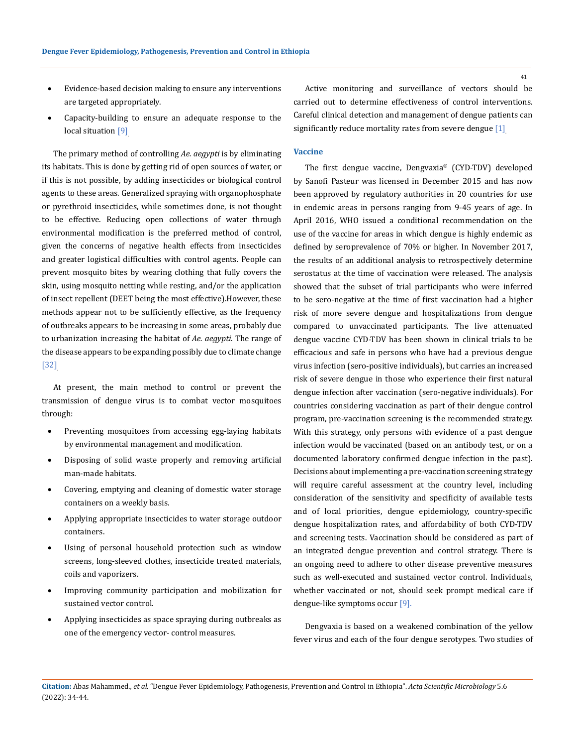- Evidence-based decision making to ensure any interventions are targeted appropriately.
- Capacity-building to ensure an adequate response to the local situation [9].

The primary method of controlling *Ae. aegypti* is by eliminating its habitats. This is done by getting rid of open sources of water, or if this is not possible, by adding insecticides or biological control agents to these areas. Generalized spraying with organophosphate or pyrethroid insecticides, while sometimes done, is not thought to be effective. Reducing open collections of water through environmental modification is the preferred method of control, given the concerns of negative health effects from insecticides and greater logistical difficulties with control agents. People can prevent mosquito bites by wearing clothing that fully covers the skin, using mosquito netting while resting, and/or the application of insect repellent (DEET being the most effective).However, these methods appear not to be sufficiently effective, as the frequency of outbreaks appears to be increasing in some areas, probably due to urbanization increasing the habitat of *Ae. aegypti*. The range of the disease appears to be expanding possibly due to climate change [32].

At present, the main method to control or prevent the transmission of dengue virus is to combat vector mosquitoes through:

- Preventing mosquitoes from accessing egg-laying habitats by environmental management and modification.
- Disposing of solid waste properly and removing artificial man-made habitats.
- Covering, emptying and cleaning of domestic water storage containers on a weekly basis.
- Applying appropriate insecticides to water storage outdoor containers.
- Using of personal household protection such as window screens, long-sleeved clothes, insecticide treated materials, coils and vaporizers.
- Improving community participation and mobilization for sustained vector control.
- Applying insecticides as space spraying during outbreaks as one of the emergency vector- control measures.

Active monitoring and surveillance of vectors should be carried out to determine effectiveness of control interventions. Careful clinical detection and management of dengue patients can significantly reduce mortality rates from severe dengue [1].

## Vaccine

The first dengue vaccine, Dengvaxia® (CYD-TDV) developed by Sanofi Pasteur was licensed in December 2015 and has now been approved by regulatory authorities in 20 countries for use in endemic areas in persons ranging from 9-45 years of age. In April 2016, WHO issued a conditional recommendation on the use of the vaccine for areas in which dengue is highly endemic as defined by seroprevalence of 70% or higher. In November 2017, the results of an additional analysis to retrospectively determine serostatus at the time of vaccination were released. The analysis showed that the subset of trial participants who were inferred to be sero-negative at the time of first vaccination had a higher risk of more severe dengue and hospitalizations from dengue compared to unvaccinated participants. The live attenuated dengue vaccine CYD-TDV has been shown in clinical trials to be efficacious and safe in persons who have had a previous dengue virus infection (sero-positive individuals), but carries an increased risk of severe dengue in those who experience their first natural dengue infection after vaccination (sero-negative individuals). For countries considering vaccination as part of their dengue control program, pre-vaccination screening is the recommended strategy. With this strategy, only persons with evidence of a past dengue infection would be vaccinated (based on an antibody test, or on a documented laboratory confirmed dengue infection in the past). Decisions about implementing a pre-vaccination screening strategy will require careful assessment at the country level, including consideration of the sensitivity and specificity of available tests and of local priorities, dengue epidemiology, country-specific dengue hospitalization rates, and affordability of both CYD-TDV and screening tests. Vaccination should be considered as part of an integrated dengue prevention and control strategy. There is an ongoing need to adhere to other disease preventive measures such as well-executed and sustained vector control. Individuals, whether vaccinated or not, should seek prompt medical care if dengue-like symptoms occur [9].

Dengvaxia is based on a weakened combination of the yellow fever virus and each of the four dengue serotypes. Two studies of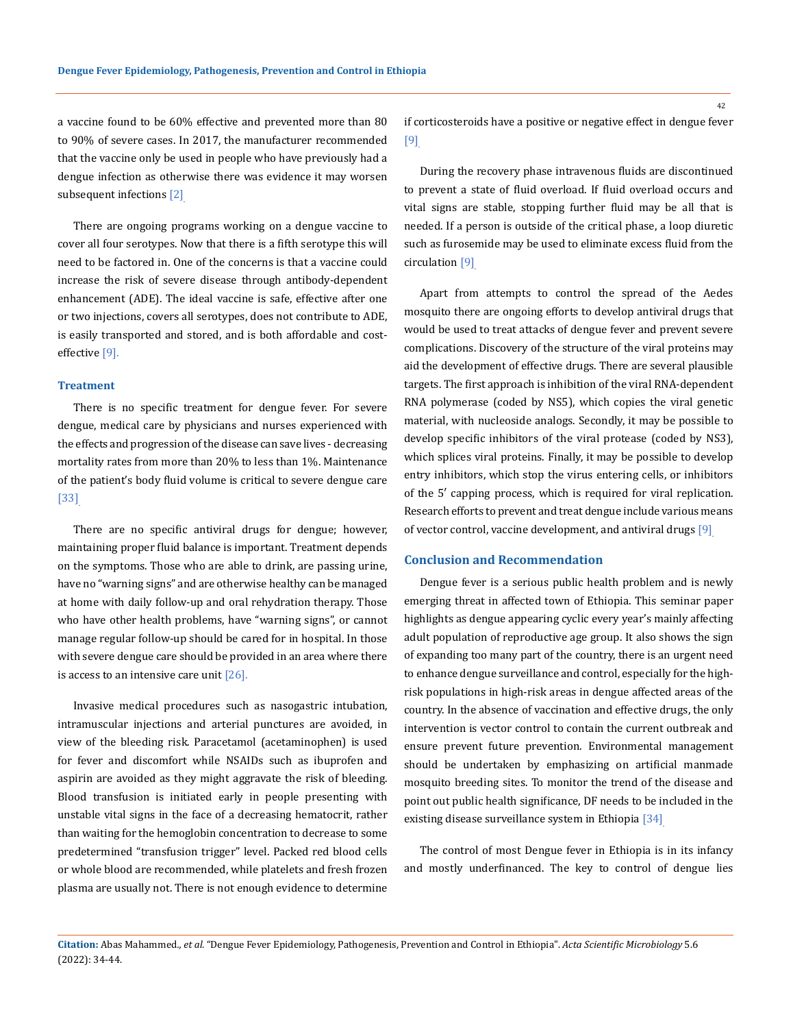a vaccine found to be 60% effective and prevented more than 80 to 90% of severe cases. In 2017, the manufacturer recommended that the vaccine only be used in people who have previously had a dengue infection as otherwise there was evidence it may worsen subsequent infections [2].

There are ongoing programs working on a dengue vaccine to cover all four serotypes. Now that there is a fifth serotype this will need to be factored in. One of the concerns is that a vaccine could increase the risk of severe disease through antibody-dependent enhancement (ADE). The ideal vaccine is safe, effective after one or two injections, covers all serotypes, does not contribute to ADE, is easily transported and stored, and is both affordable and cost-effective [9].

### Treatment

There is no specific treatment for dengue fever. For severe dengue, medical care by physicians and nurses experienced with the effects and progression of the disease can save lives - decreasing mortality rates from more than 20% to less than 1%. Maintenance of the patient's body fluid volume is critical to severe dengue care [33].

There are no specific antiviral drugs for dengue; however, maintaining proper fluid balance is important. Treatment depends on the symptoms. Those who are able to drink, are passing urine, have no "warning signs" and are otherwise healthy can be managed at home with daily follow-up and oral rehydration therapy. Those who have other health problems, have "warning signs", or cannot manage regular follow-up should be cared for in hospital. In those with severe dengue care should be provided in an area where there is access to an intensive care unit [26].

Invasive medical procedures such as nasogastric intubation, intramuscular injections and arterial punctures are avoided, in view of the bleeding risk. Paracetamol (acetaminophen) is used for fever and discomfort while NSAIDs such as ibuprofen and aspirin are avoided as they might aggravate the risk of bleeding. Blood transfusion is initiated early in people presenting with unstable vital signs in the face of a decreasing hematocrit, rather than waiting for the hemoglobin concentration to decrease to some predetermined "transfusion trigger" level. Packed red blood cells or whole blood are recommended, while platelets and fresh frozen plasma are usually not. There is not enough evidence to determine if corticosteroids have a positive or negative effect in dengue fever [9].

During the recovery phase intravenous fluids are discontinued to prevent a state of fluid overload. If fluid overload occurs and vital signs are stable, stopping further fluid may be all that is needed. If a person is outside of the critical phase, a loop diuretic such as furosemide may be used to eliminate excess fluid from the circulation [9].

Apart from attempts to control the spread of the Aedes mosquito there are ongoing efforts to develop antiviral drugs that would be used to treat attacks of dengue fever and prevent severe complications. Discovery of the structure of the viral proteins may aid the development of effective drugs. There are several plausible targets. The first approach is inhibition of the viral RNA-dependent RNA polymerase (coded by NS5), which copies the viral genetic material, with nucleoside analogs. Secondly, it may be possible to develop specific inhibitors of the viral protease (coded by NS3), which splices viral proteins. Finally, it may be possible to develop entry inhibitors, which stop the virus entering cells, or inhibitors of the 5′ capping process, which is required for viral replication. Research efforts to prevent and treat dengue include various means of vector control, vaccine development, and antiviral drugs [9].

## Conclusion and Recommendation

Dengue fever is a serious public health problem and is newly emerging threat in affected town of Ethiopia. This seminar paper highlights as dengue appearing cyclic every year's mainly affecting adult population of reproductive age group. It also shows the sign of expanding too many part of the country, there is an urgent need to enhance dengue surveillance and control, especially for the high-risk populations in high-risk areas in dengue affected areas of the country. In the absence of vaccination and effective drugs, the only intervention is vector control to contain the current outbreak and ensure prevent future prevention. Environmental management should be undertaken by emphasizing on artificial manmade mosquito breeding sites. To monitor the trend of the disease and point out public health significance, DF needs to be included in the existing disease surveillance system in Ethiopia [34].

The control of most Dengue fever in Ethiopia is in its infancy and mostly underfinanced. The key to control of dengue lies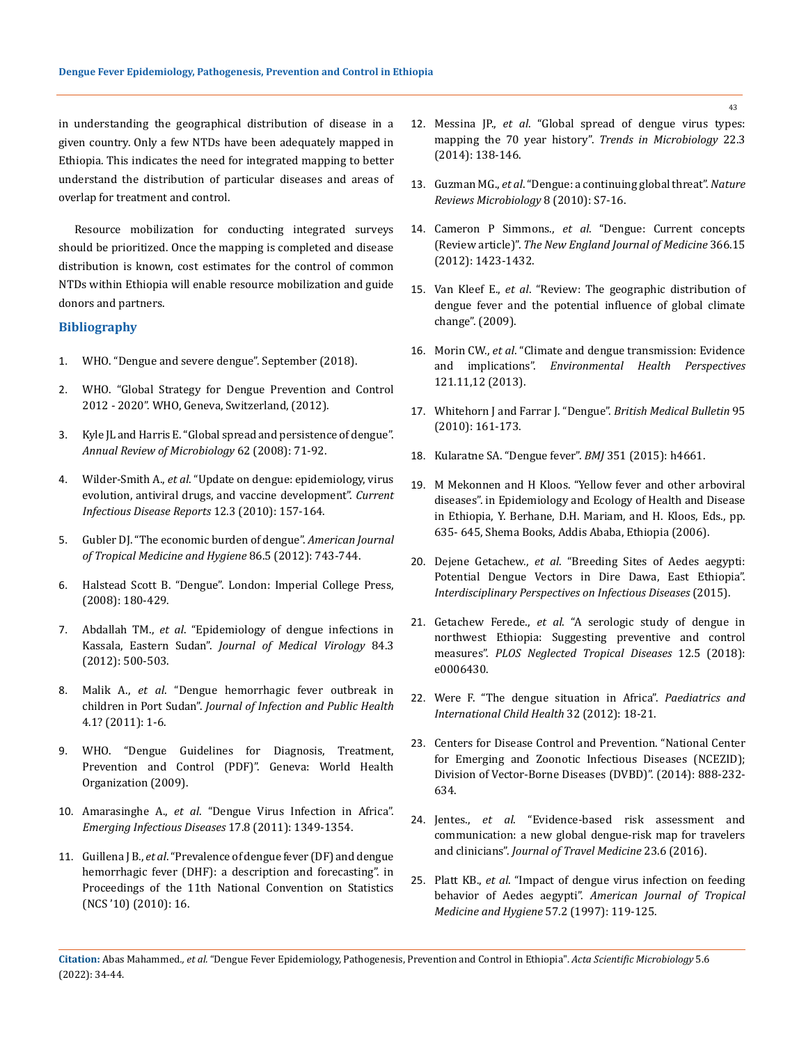in understanding the geographical distribution of disease in a given country. Only a few NTDs have been adequately mapped in Ethiopia. This indicates the need for integrated mapping to better understand the distribution of particular diseases and areas of overlap for treatment and control.

Resource mobilization for conducting integrated surveys should be prioritized. Once the mapping is completed and disease distribution is known, cost estimates for the control of common NTDs within Ethiopia will enable resource mobilization and guide donors and partners.

## Bibliography

1. WHO. "Dengue and severe dengue". September (2018).
2. WHO. "Global Strategy for Dengue Prevention and Control 2012 - 2020". WHO, Geneva, Switzerland, (2012).
3. Kyle JL and Harris E. "Global spread and persistence of dengue". *Annual Review of Microbiology* 62 (2008): 71-92.
4. Wilder-Smith A., *et al*. "Update on dengue: epidemiology, virus evolution, antiviral drugs, and vaccine development". *Current Infectious Disease Reports* 12.3 (2010): 157-164.
5. Gubler DJ. "The economic burden of dengue". *American Journal of Tropical Medicine and Hygiene* 86.5 (2012): 743-744.
6. Halstead Scott B. "Dengue". London: Imperial College Press, (2008): 180-429.
7. Abdallah TM., *et al*. "Epidemiology of dengue infections in Kassala, Eastern Sudan". *Journal of Medical Virology* 84.3 (2012): 500-503.
8. Malik A., *et al*. "Dengue hemorrhagic fever outbreak in children in Port Sudan". *Journal of Infection and Public Health* 4.1? (2011): 1-6.
9. WHO. "Dengue Guidelines for Diagnosis, Treatment, Prevention and Control (PDF)". Geneva: World Health Organization (2009).
10. Amarasinghe A., *et al*. "Dengue Virus Infection in Africa". *Emerging Infectious Diseases* 17.8 (2011): 1349-1354.
11. Guillena J B., *et al*. "Prevalence of dengue fever (DF) and dengue hemorrhagic fever (DHF): a description and forecasting". in Proceedings of the 11th National Convention on Statistics (NCS '10) (2010): 16.
12. Messina JP., *et al*. "Global spread of dengue virus types: mapping the 70 year history". *Trends in Microbiology* 22.3 (2014): 138-146.
13. Guzman MG., *et al*. "Dengue: a continuing global threat". *Nature Reviews Microbiology* 8 (2010): S7-16.
14. Cameron P Simmons., *et al*. "Dengue: Current concepts (Review article)". *The New England Journal of Medicine* 366.15 (2012): 1423-1432.
15. Van Kleef E., *et al*. "Review: The geographic distribution of dengue fever and the potential influence of global climate change". (2009).
16. Morin CW., *et al*. "Climate and dengue transmission: Evidence and implications". *Environmental Health Perspectives* 121.11,12 (2013).
17. Whitehorn J and Farrar J. "Dengue". *British Medical Bulletin* 95 (2010): 161-173.
18. Kularatne SA. "Dengue fever". *BMJ* 351 (2015): h4661.
19. M Mekonnen and H Kloos. "Yellow fever and other arboviral diseases". in Epidemiology and Ecology of Health and Disease in Ethiopia, Y. Berhane, D.H. Mariam, and H. Kloos, Eds., pp. 635- 645, Shema Books, Addis Ababa, Ethiopia (2006).
20. Dejene Getachew., *et al*. "Breeding Sites of Aedes aegypti: Potential Dengue Vectors in Dire Dawa, East Ethiopia". *Interdisciplinary Perspectives on Infectious Diseases* (2015).
21. Getachew Ferede., *et al*. "A serologic study of dengue in northwest Ethiopia: Suggesting preventive and control measures". *PLOS Neglected Tropical Diseases* 12.5 (2018): e0006430.
22. Were F. "The dengue situation in Africa". *Paediatrics and International Child Health* 32 (2012): 18-21.
23. Centers for Disease Control and Prevention. "National Center for Emerging and Zoonotic Infectious Diseases (NCEZID); Division of Vector-Borne Diseases (DVBD)". (2014): 888-232-634.
24. Jentes., *et al*. "Evidence-based risk assessment and communication: a new global dengue-risk map for travelers and clinicians". *Journal of Travel Medicine* 23.6 (2016).
25. Platt KB., *et al*. "Impact of dengue virus infection on feeding behavior of Aedes aegypti". *American Journal of Tropical Medicine and Hygiene* 57.2 (1997): 119-125.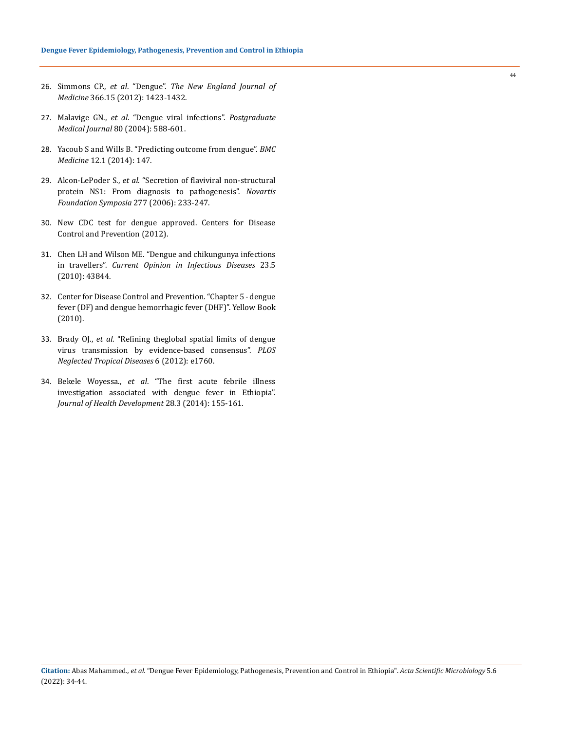26. Simmons CP., *et al*. "Dengue". *The New England Journal of Medicine* 366.15 (2012): 1423-1432.

27. Malavige GN., *et al*. "Dengue viral infections". *Postgraduate Medical Journal* 80 (2004): 588-601.

28. Yacoub S and Wills B. "Predicting outcome from dengue". *BMC Medicine* 12.1 (2014): 147.

29. Alcon-LePoder S., *et al*. "Secretion of flaviviral non-structural protein NS1: From diagnosis to pathogenesis". *Novartis Foundation Symposia* 277 (2006): 233-247.

30. New CDC test for dengue approved. Centers for Disease Control and Prevention (2012).

31. Chen LH and Wilson ME. "Dengue and chikungunya infections in travellers". *Current Opinion in Infectious Diseases* 23.5 (2010): 43844.

32. Center for Disease Control and Prevention. "Chapter 5 - dengue fever (DF) and dengue hemorrhagic fever (DHF)". Yellow Book (2010).

33. Brady OJ., *et al*. "Refining theglobal spatial limits of dengue virus transmission by evidence-based consensus". *PLOS Neglected Tropical Diseases* 6 (2012): e1760.

34. Bekele Woyessa., *et al*. "The first acute febrile illness investigation associated with dengue fever in Ethiopia". *Journal of Health Development* 28.3 (2014): 155-161.